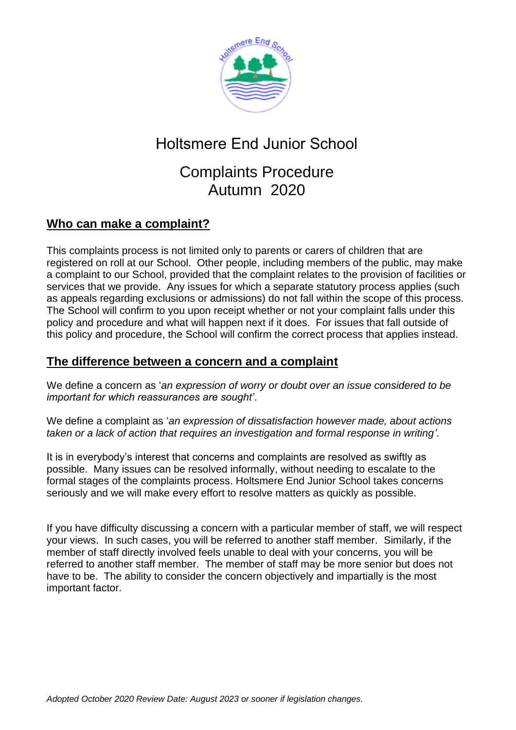# Holtsmere End Junior School

## Complaints Procedure
## Autumn 2020

## Who can make a complaint?

This complaints process is not limited only to parents or carers of children that are registered on roll at our School. Other people, including members of the public, may make a complaint to our School, provided that the complaint relates to the provision of facilities or services that we provide. Any issues for which a separate statutory process applies (such as appeals regarding exclusions or admissions) do not fall within the scope of this process. The School will confirm to you upon receipt whether or not your complaint falls under this policy and procedure and what will happen next if it does. For issues that fall outside of this policy and procedure, the School will confirm the correct process that applies instead.

## The difference between a concern and a complaint

We define a concern as '*an expression of worry or doubt over an issue considered to be important for which reassurances are sought*'.

We define a complaint as '*an expression of dissatisfaction however made, about actions taken or a lack of action that requires an investigation and formal response in writing'*.

It is in everybody's interest that concerns and complaints are resolved as swiftly as possible. Many issues can be resolved informally, without needing to escalate to the formal stages of the complaints process. Holtsmere End Junior School takes concerns seriously and we will make every effort to resolve matters as quickly as possible.

If you have difficulty discussing a concern with a particular member of staff, we will respect your views. In such cases, you will be referred to another staff member. Similarly, if the member of staff directly involved feels unable to deal with your concerns, you will be referred to another staff member. The member of staff may be more senior but does not have to be. The ability to consider the concern objectively and impartially is the most important factor.

*Adopted October 2020 Review Date: August 2023 or sooner if legislation changes.*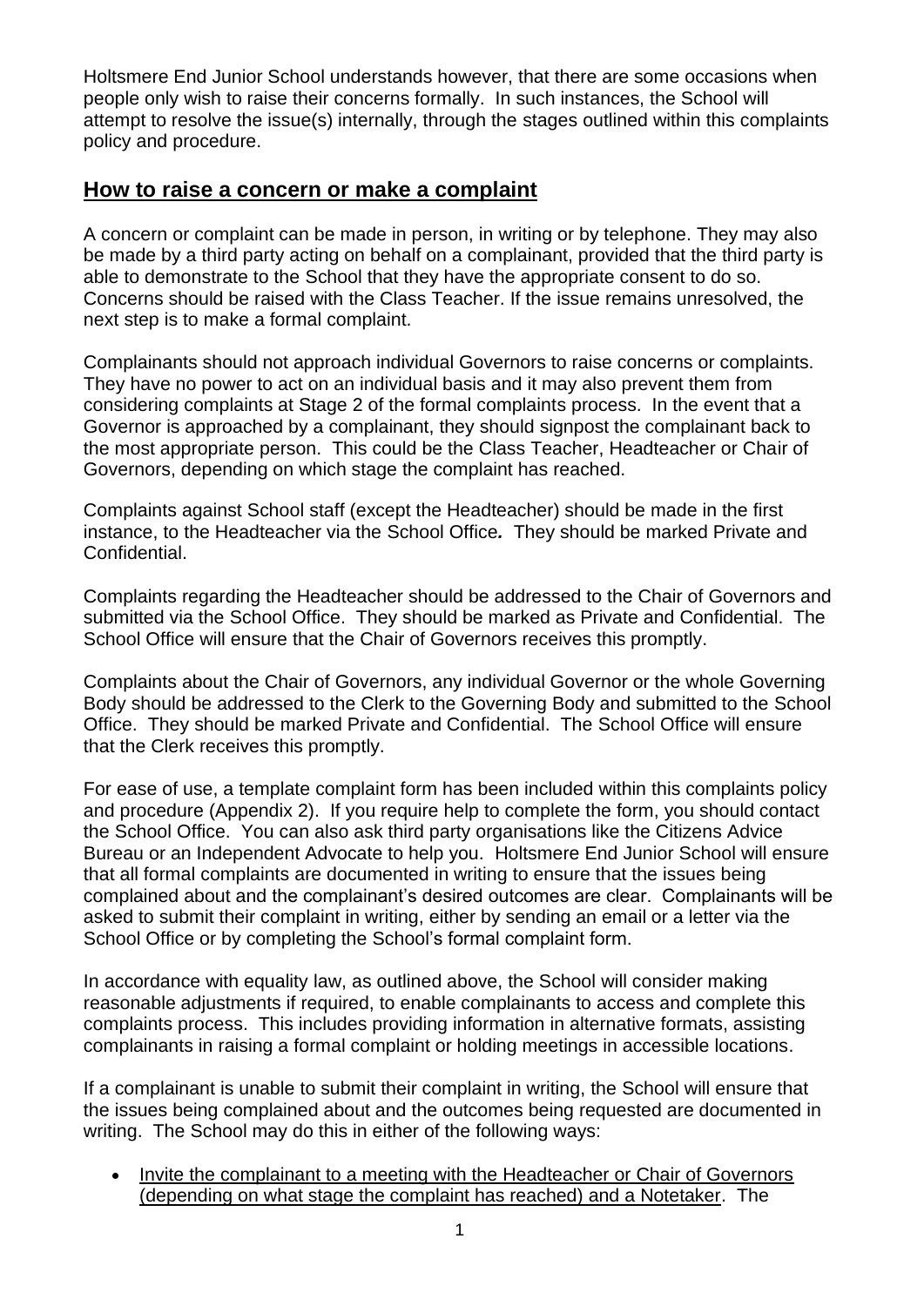Holtsmere End Junior School understands however, that there are some occasions when people only wish to raise their concerns formally. In such instances, the School will attempt to resolve the issue(s) internally, through the stages outlined within this complaints policy and procedure.

## How to raise a concern or make a complaint

A concern or complaint can be made in person, in writing or by telephone. They may also be made by a third party acting on behalf on a complainant, provided that the third party is able to demonstrate to the School that they have the appropriate consent to do so. Concerns should be raised with the Class Teacher. If the issue remains unresolved, the next step is to make a formal complaint.

Complainants should not approach individual Governors to raise concerns or complaints. They have no power to act on an individual basis and it may also prevent them from considering complaints at Stage 2 of the formal complaints process. In the event that a Governor is approached by a complainant, they should signpost the complainant back to the most appropriate person. This could be the Class Teacher, Headteacher or Chair of Governors, depending on which stage the complaint has reached.

Complaints against School staff (except the Headteacher) should be made in the first instance, to the Headteacher via the School Office*.* They should be marked Private and Confidential.

Complaints regarding the Headteacher should be addressed to the Chair of Governors and submitted via the School Office. They should be marked as Private and Confidential. The School Office will ensure that the Chair of Governors receives this promptly.

Complaints about the Chair of Governors, any individual Governor or the whole Governing Body should be addressed to the Clerk to the Governing Body and submitted to the School Office. They should be marked Private and Confidential. The School Office will ensure that the Clerk receives this promptly.

For ease of use, a template complaint form has been included within this complaints policy and procedure (Appendix 2). If you require help to complete the form, you should contact the School Office. You can also ask third party organisations like the Citizens Advice Bureau or an Independent Advocate to help you. Holtsmere End Junior School will ensure that all formal complaints are documented in writing to ensure that the issues being complained about and the complainant's desired outcomes are clear. Complainants will be asked to submit their complaint in writing, either by sending an email or a letter via the School Office or by completing the School's formal complaint form.

In accordance with equality law, as outlined above, the School will consider making reasonable adjustments if required, to enable complainants to access and complete this complaints process. This includes providing information in alternative formats, assisting complainants in raising a formal complaint or holding meetings in accessible locations.

If a complainant is unable to submit their complaint in writing, the School will ensure that the issues being complained about and the outcomes being requested are documented in writing. The School may do this in either of the following ways:

- Invite the complainant to a meeting with the Headteacher or Chair of Governors (depending on what stage the complaint has reached) and a Notetaker. The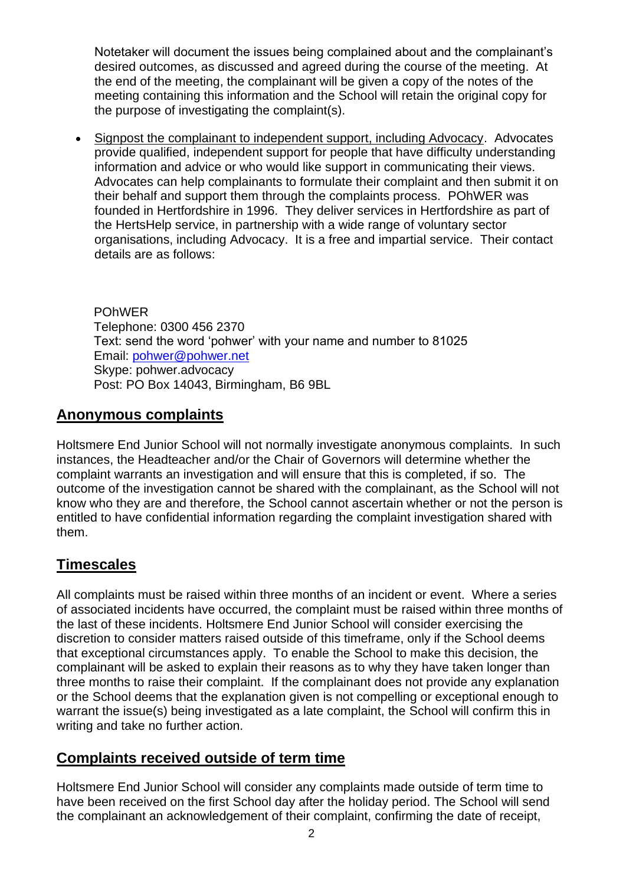Notetaker will document the issues being complained about and the complainant's desired outcomes, as discussed and agreed during the course of the meeting. At the end of the meeting, the complainant will be given a copy of the notes of the meeting containing this information and the School will retain the original copy for the purpose of investigating the complaint(s).

- Signpost the complainant to independent support, including Advocacy. Advocates provide qualified, independent support for people that have difficulty understanding information and advice or who would like support in communicating their views. Advocates can help complainants to formulate their complaint and then submit it on their behalf and support them through the complaints process. POhWER was founded in Hertfordshire in 1996. They deliver services in Hertfordshire as part of the HertsHelp service, in partnership with a wide range of voluntary sector organisations, including Advocacy. It is a free and impartial service. Their contact details are as follows:

  POhWER
  Telephone: 0300 456 2370
  Text: send the word 'pohwer' with your name and number to 81025
  Email: pohwer@pohwer.net
  Skype: pohwer.advocacy
  Post: PO Box 14043, Birmingham, B6 9BL

## Anonymous complaints

Holtsmere End Junior School will not normally investigate anonymous complaints. In such instances, the Headteacher and/or the Chair of Governors will determine whether the complaint warrants an investigation and will ensure that this is completed, if so. The outcome of the investigation cannot be shared with the complainant, as the School will not know who they are and therefore, the School cannot ascertain whether or not the person is entitled to have confidential information regarding the complaint investigation shared with them.

## Timescales

All complaints must be raised within three months of an incident or event. Where a series of associated incidents have occurred, the complaint must be raised within three months of the last of these incidents. Holtsmere End Junior School will consider exercising the discretion to consider matters raised outside of this timeframe, only if the School deems that exceptional circumstances apply. To enable the School to make this decision, the complainant will be asked to explain their reasons as to why they have taken longer than three months to raise their complaint. If the complainant does not provide any explanation or the School deems that the explanation given is not compelling or exceptional enough to warrant the issue(s) being investigated as a late complaint, the School will confirm this in writing and take no further action.

## Complaints received outside of term time

Holtsmere End Junior School will consider any complaints made outside of term time to have been received on the first School day after the holiday period. The School will send the complainant an acknowledgement of their complaint, confirming the date of receipt,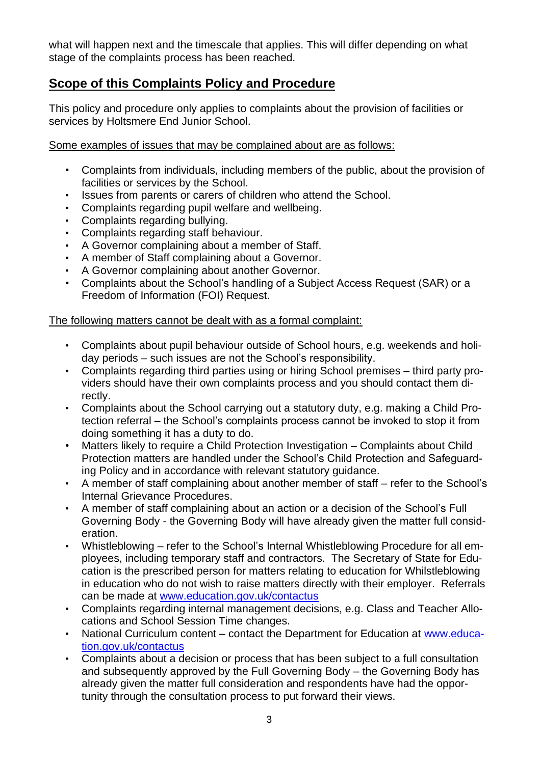what will happen next and the timescale that applies. This will differ depending on what stage of the complaints process has been reached.

## Scope of this Complaints Policy and Procedure

This policy and procedure only applies to complaints about the provision of facilities or services by Holtsmere End Junior School.

Some examples of issues that may be complained about are as follows:

- Complaints from individuals, including members of the public, about the provision of facilities or services by the School.
- Issues from parents or carers of children who attend the School.
- Complaints regarding pupil welfare and wellbeing.
- Complaints regarding bullying.
- Complaints regarding staff behaviour.
- A Governor complaining about a member of Staff.
- A member of Staff complaining about a Governor.
- A Governor complaining about another Governor.
- Complaints about the School's handling of a Subject Access Request (SAR) or a Freedom of Information (FOI) Request.

The following matters cannot be dealt with as a formal complaint:

- Complaints about pupil behaviour outside of School hours, e.g. weekends and holiday periods – such issues are not the School's responsibility.
- Complaints regarding third parties using or hiring School premises – third party providers should have their own complaints process and you should contact them directly.
- Complaints about the School carrying out a statutory duty, e.g. making a Child Protection referral – the School's complaints process cannot be invoked to stop it from doing something it has a duty to do.
- Matters likely to require a Child Protection Investigation – Complaints about Child Protection matters are handled under the School's Child Protection and Safeguarding Policy and in accordance with relevant statutory guidance.
- A member of staff complaining about another member of staff – refer to the School's Internal Grievance Procedures.
- A member of staff complaining about an action or a decision of the School's Full Governing Body - the Governing Body will have already given the matter full consideration.
- Whistleblowing – refer to the School's Internal Whistleblowing Procedure for all employees, including temporary staff and contractors. The Secretary of State for Education is the prescribed person for matters relating to education for Whilstleblowing in education who do not wish to raise matters directly with their employer. Referrals can be made at www.education.gov.uk/contactus
- Complaints regarding internal management decisions, e.g. Class and Teacher Allocations and School Session Time changes.
- National Curriculum content – contact the Department for Education at www.education.gov.uk/contactus
- Complaints about a decision or process that has been subject to a full consultation and subsequently approved by the Full Governing Body – the Governing Body has already given the matter full consideration and respondents have had the opportunity through the consultation process to put forward their views.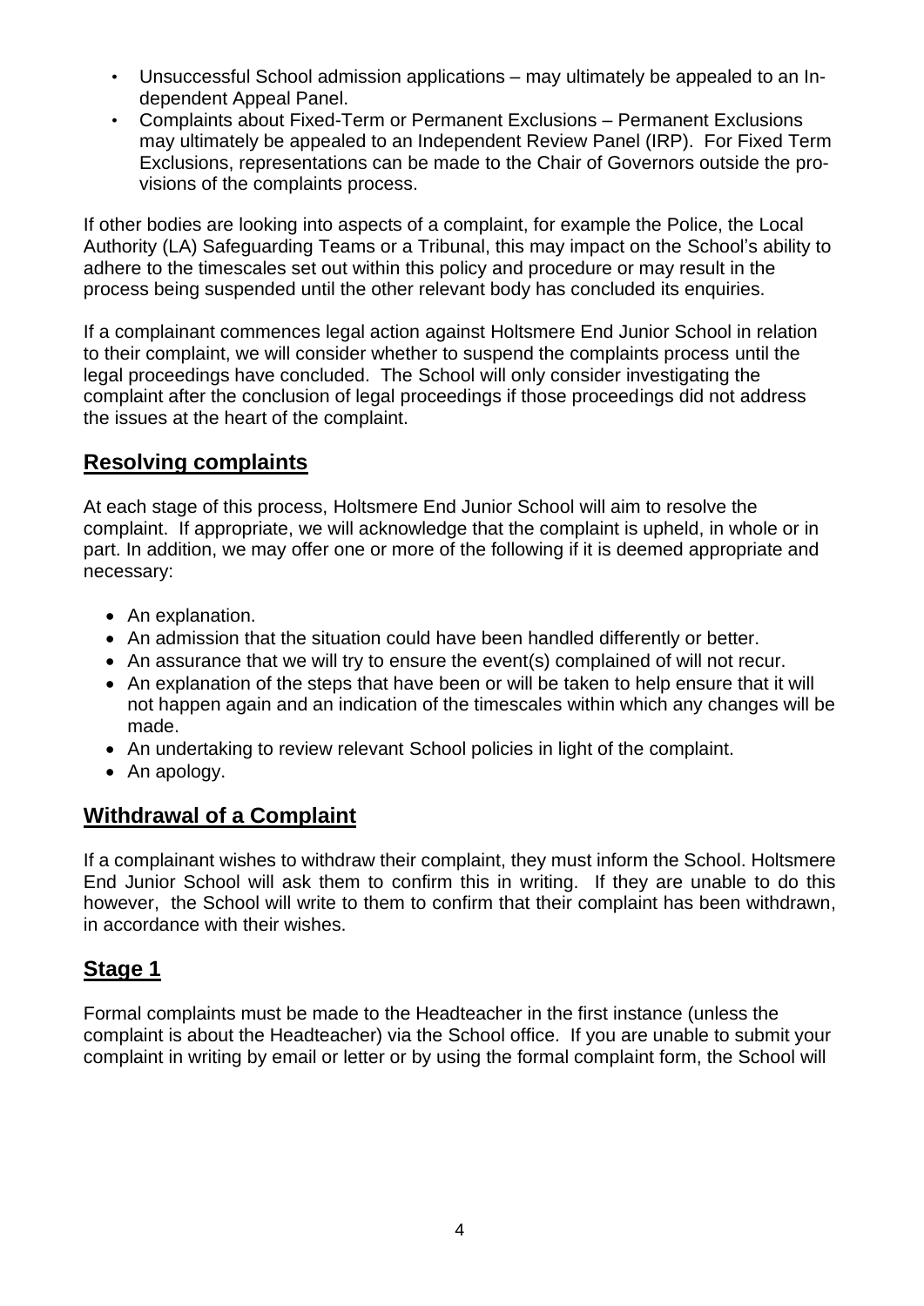- Unsuccessful School admission applications – may ultimately be appealed to an Independent Appeal Panel.
- Complaints about Fixed-Term or Permanent Exclusions – Permanent Exclusions may ultimately be appealed to an Independent Review Panel (IRP). For Fixed Term Exclusions, representations can be made to the Chair of Governors outside the provisions of the complaints process.

If other bodies are looking into aspects of a complaint, for example the Police, the Local Authority (LA) Safeguarding Teams or a Tribunal, this may impact on the School's ability to adhere to the timescales set out within this policy and procedure or may result in the process being suspended until the other relevant body has concluded its enquiries.

If a complainant commences legal action against Holtsmere End Junior School in relation to their complaint, we will consider whether to suspend the complaints process until the legal proceedings have concluded. The School will only consider investigating the complaint after the conclusion of legal proceedings if those proceedings did not address the issues at the heart of the complaint.

## Resolving complaints

At each stage of this process, Holtsmere End Junior School will aim to resolve the complaint. If appropriate, we will acknowledge that the complaint is upheld, in whole or in part. In addition, we may offer one or more of the following if it is deemed appropriate and necessary:

- An explanation.
- An admission that the situation could have been handled differently or better.
- An assurance that we will try to ensure the event(s) complained of will not recur.
- An explanation of the steps that have been or will be taken to help ensure that it will not happen again and an indication of the timescales within which any changes will be made.
- An undertaking to review relevant School policies in light of the complaint.
- An apology.

## Withdrawal of a Complaint

If a complainant wishes to withdraw their complaint, they must inform the School. Holtsmere End Junior School will ask them to confirm this in writing. If they are unable to do this however, the School will write to them to confirm that their complaint has been withdrawn, in accordance with their wishes.

## Stage 1

Formal complaints must be made to the Headteacher in the first instance (unless the complaint is about the Headteacher) via the School office. If you are unable to submit your complaint in writing by email or letter or by using the formal complaint form, the School will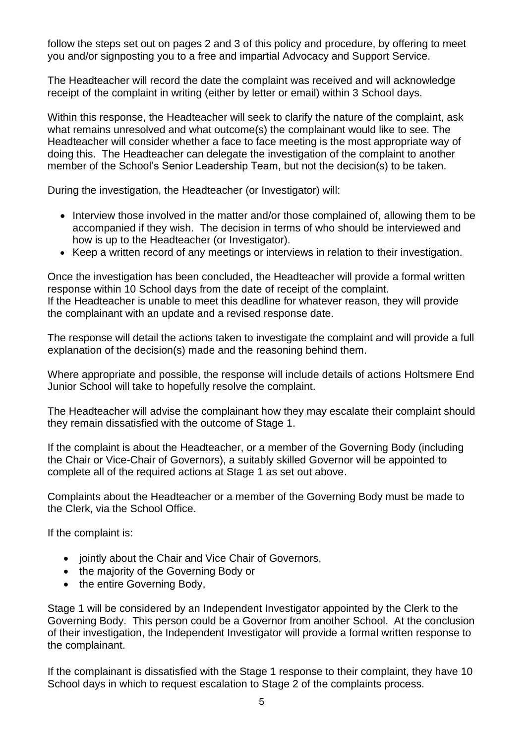follow the steps set out on pages 2 and 3 of this policy and procedure, by offering to meet you and/or signposting you to a free and impartial Advocacy and Support Service.

The Headteacher will record the date the complaint was received and will acknowledge receipt of the complaint in writing (either by letter or email) within 3 School days.

Within this response, the Headteacher will seek to clarify the nature of the complaint, ask what remains unresolved and what outcome(s) the complainant would like to see. The Headteacher will consider whether a face to face meeting is the most appropriate way of doing this. The Headteacher can delegate the investigation of the complaint to another member of the School's Senior Leadership Team, but not the decision(s) to be taken.

During the investigation, the Headteacher (or Investigator) will:

- Interview those involved in the matter and/or those complained of, allowing them to be accompanied if they wish. The decision in terms of who should be interviewed and how is up to the Headteacher (or Investigator).
- Keep a written record of any meetings or interviews in relation to their investigation.

Once the investigation has been concluded, the Headteacher will provide a formal written response within 10 School days from the date of receipt of the complaint.
If the Headteacher is unable to meet this deadline for whatever reason, they will provide the complainant with an update and a revised response date.

The response will detail the actions taken to investigate the complaint and will provide a full explanation of the decision(s) made and the reasoning behind them.

Where appropriate and possible, the response will include details of actions Holtsmere End Junior School will take to hopefully resolve the complaint.

The Headteacher will advise the complainant how they may escalate their complaint should they remain dissatisfied with the outcome of Stage 1.

If the complaint is about the Headteacher, or a member of the Governing Body (including the Chair or Vice-Chair of Governors), a suitably skilled Governor will be appointed to complete all of the required actions at Stage 1 as set out above.

Complaints about the Headteacher or a member of the Governing Body must be made to the Clerk, via the School Office.

If the complaint is:

- jointly about the Chair and Vice Chair of Governors,
- the majority of the Governing Body or
- the entire Governing Body,

Stage 1 will be considered by an Independent Investigator appointed by the Clerk to the Governing Body. This person could be a Governor from another School. At the conclusion of their investigation, the Independent Investigator will provide a formal written response to the complainant.

If the complainant is dissatisfied with the Stage 1 response to their complaint, they have 10 School days in which to request escalation to Stage 2 of the complaints process.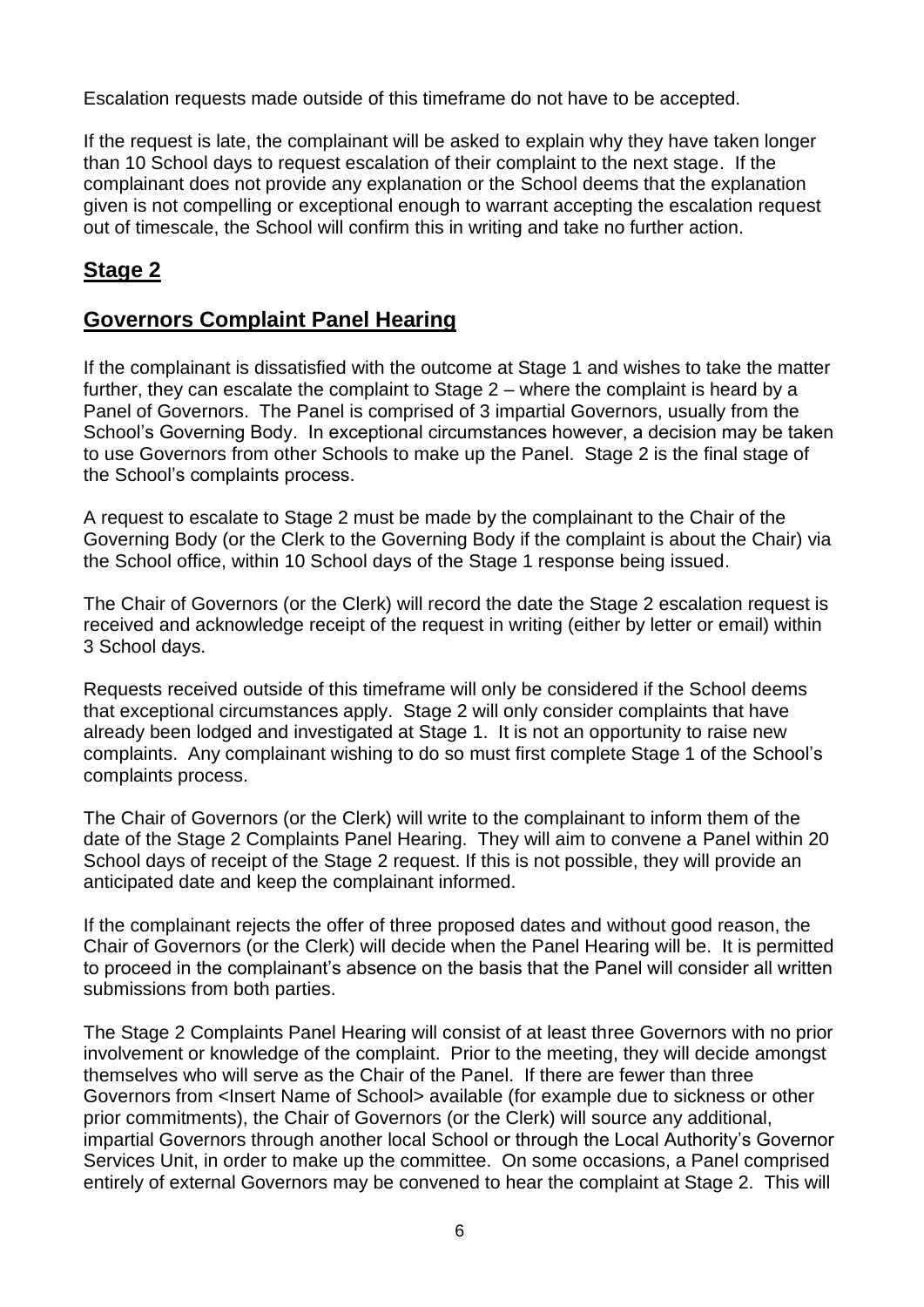Escalation requests made outside of this timeframe do not have to be accepted.

If the request is late, the complainant will be asked to explain why they have taken longer than 10 School days to request escalation of their complaint to the next stage. If the complainant does not provide any explanation or the School deems that the explanation given is not compelling or exceptional enough to warrant accepting the escalation request out of timescale, the School will confirm this in writing and take no further action.

## Stage 2

## Governors Complaint Panel Hearing

If the complainant is dissatisfied with the outcome at Stage 1 and wishes to take the matter further, they can escalate the complaint to Stage 2 – where the complaint is heard by a Panel of Governors. The Panel is comprised of 3 impartial Governors, usually from the School's Governing Body. In exceptional circumstances however, a decision may be taken to use Governors from other Schools to make up the Panel. Stage 2 is the final stage of the School's complaints process.

A request to escalate to Stage 2 must be made by the complainant to the Chair of the Governing Body (or the Clerk to the Governing Body if the complaint is about the Chair) via the School office, within 10 School days of the Stage 1 response being issued.

The Chair of Governors (or the Clerk) will record the date the Stage 2 escalation request is received and acknowledge receipt of the request in writing (either by letter or email) within 3 School days.

Requests received outside of this timeframe will only be considered if the School deems that exceptional circumstances apply. Stage 2 will only consider complaints that have already been lodged and investigated at Stage 1. It is not an opportunity to raise new complaints. Any complainant wishing to do so must first complete Stage 1 of the School's complaints process.

The Chair of Governors (or the Clerk) will write to the complainant to inform them of the date of the Stage 2 Complaints Panel Hearing. They will aim to convene a Panel within 20 School days of receipt of the Stage 2 request. If this is not possible, they will provide an anticipated date and keep the complainant informed.

If the complainant rejects the offer of three proposed dates and without good reason, the Chair of Governors (or the Clerk) will decide when the Panel Hearing will be. It is permitted to proceed in the complainant's absence on the basis that the Panel will consider all written submissions from both parties.

The Stage 2 Complaints Panel Hearing will consist of at least three Governors with no prior involvement or knowledge of the complaint. Prior to the meeting, they will decide amongst themselves who will serve as the Chair of the Panel. If there are fewer than three Governors from <Insert Name of School> available (for example due to sickness or other prior commitments), the Chair of Governors (or the Clerk) will source any additional, impartial Governors through another local School or through the Local Authority's Governor Services Unit, in order to make up the committee. On some occasions, a Panel comprised entirely of external Governors may be convened to hear the complaint at Stage 2. This will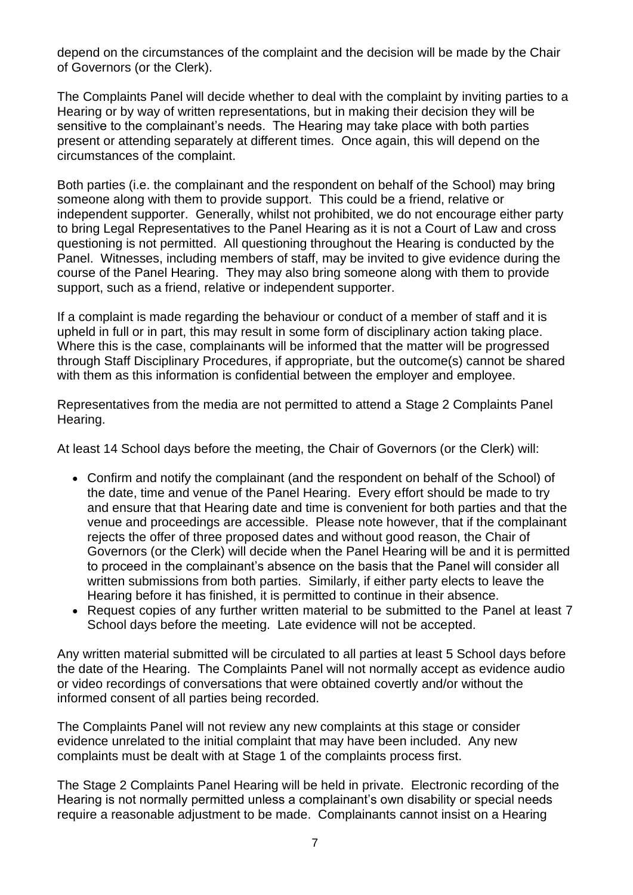depend on the circumstances of the complaint and the decision will be made by the Chair of Governors (or the Clerk).

The Complaints Panel will decide whether to deal with the complaint by inviting parties to a Hearing or by way of written representations, but in making their decision they will be sensitive to the complainant's needs. The Hearing may take place with both parties present or attending separately at different times. Once again, this will depend on the circumstances of the complaint.

Both parties (i.e. the complainant and the respondent on behalf of the School) may bring someone along with them to provide support. This could be a friend, relative or independent supporter. Generally, whilst not prohibited, we do not encourage either party to bring Legal Representatives to the Panel Hearing as it is not a Court of Law and cross questioning is not permitted. All questioning throughout the Hearing is conducted by the Panel. Witnesses, including members of staff, may be invited to give evidence during the course of the Panel Hearing. They may also bring someone along with them to provide support, such as a friend, relative or independent supporter.

If a complaint is made regarding the behaviour or conduct of a member of staff and it is upheld in full or in part, this may result in some form of disciplinary action taking place. Where this is the case, complainants will be informed that the matter will be progressed through Staff Disciplinary Procedures, if appropriate, but the outcome(s) cannot be shared with them as this information is confidential between the employer and employee.

Representatives from the media are not permitted to attend a Stage 2 Complaints Panel Hearing.

At least 14 School days before the meeting, the Chair of Governors (or the Clerk) will:

- Confirm and notify the complainant (and the respondent on behalf of the School) of the date, time and venue of the Panel Hearing. Every effort should be made to try and ensure that that Hearing date and time is convenient for both parties and that the venue and proceedings are accessible. Please note however, that if the complainant rejects the offer of three proposed dates and without good reason, the Chair of Governors (or the Clerk) will decide when the Panel Hearing will be and it is permitted to proceed in the complainant's absence on the basis that the Panel will consider all written submissions from both parties. Similarly, if either party elects to leave the Hearing before it has finished, it is permitted to continue in their absence.
- Request copies of any further written material to be submitted to the Panel at least 7 School days before the meeting. Late evidence will not be accepted.

Any written material submitted will be circulated to all parties at least 5 School days before the date of the Hearing. The Complaints Panel will not normally accept as evidence audio or video recordings of conversations that were obtained covertly and/or without the informed consent of all parties being recorded.

The Complaints Panel will not review any new complaints at this stage or consider evidence unrelated to the initial complaint that may have been included. Any new complaints must be dealt with at Stage 1 of the complaints process first.

The Stage 2 Complaints Panel Hearing will be held in private. Electronic recording of the Hearing is not normally permitted unless a complainant's own disability or special needs require a reasonable adjustment to be made. Complainants cannot insist on a Hearing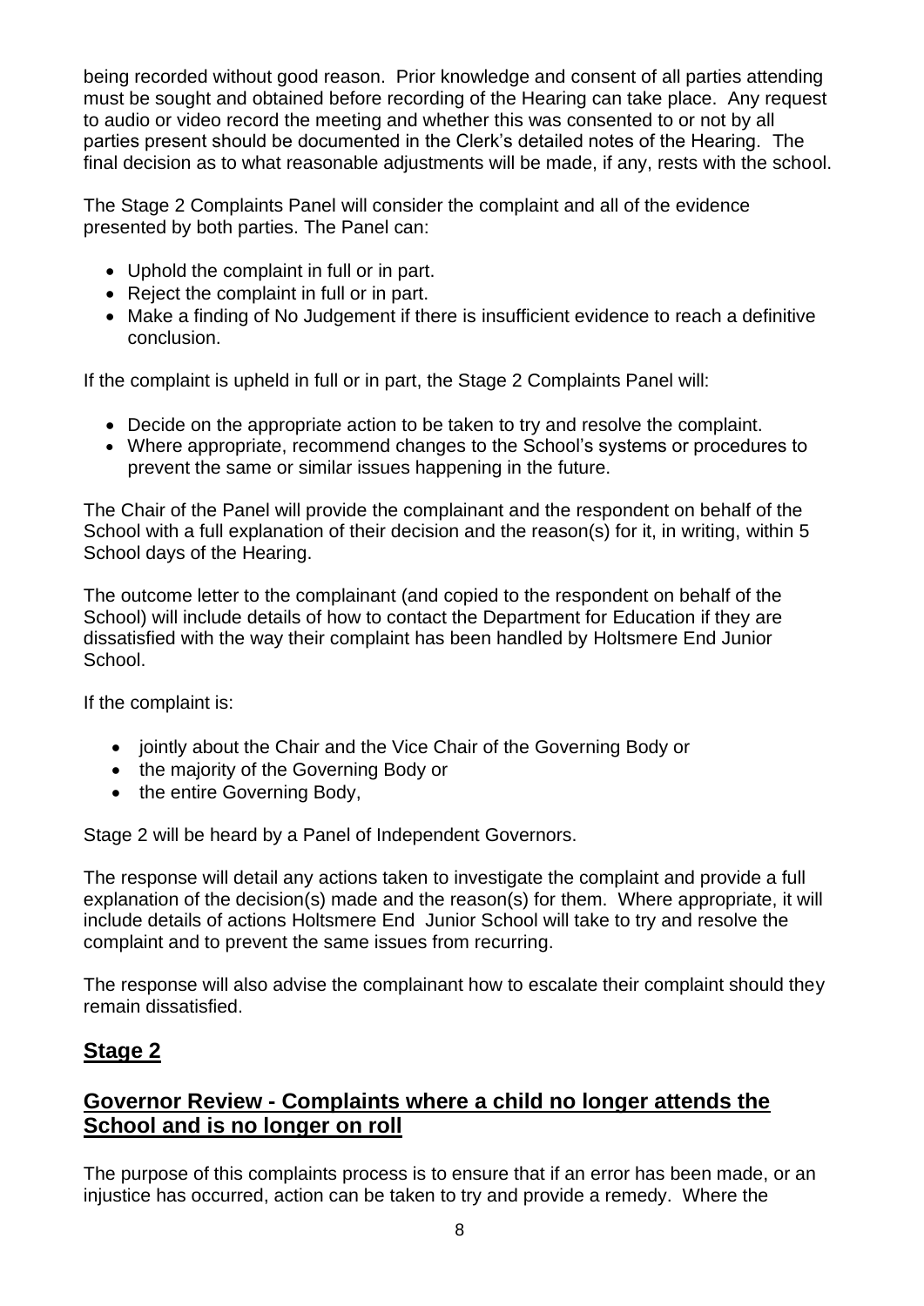being recorded without good reason. Prior knowledge and consent of all parties attending must be sought and obtained before recording of the Hearing can take place. Any request to audio or video record the meeting and whether this was consented to or not by all parties present should be documented in the Clerk's detailed notes of the Hearing. The final decision as to what reasonable adjustments will be made, if any, rests with the school.

The Stage 2 Complaints Panel will consider the complaint and all of the evidence presented by both parties. The Panel can:

- Uphold the complaint in full or in part.
- Reject the complaint in full or in part.
- Make a finding of No Judgement if there is insufficient evidence to reach a definitive conclusion.

If the complaint is upheld in full or in part, the Stage 2 Complaints Panel will:

- Decide on the appropriate action to be taken to try and resolve the complaint.
- Where appropriate, recommend changes to the School's systems or procedures to prevent the same or similar issues happening in the future.

The Chair of the Panel will provide the complainant and the respondent on behalf of the School with a full explanation of their decision and the reason(s) for it, in writing, within 5 School days of the Hearing.

The outcome letter to the complainant (and copied to the respondent on behalf of the School) will include details of how to contact the Department for Education if they are dissatisfied with the way their complaint has been handled by Holtsmere End Junior School.

If the complaint is:

- jointly about the Chair and the Vice Chair of the Governing Body or
- the majority of the Governing Body or
- the entire Governing Body,

Stage 2 will be heard by a Panel of Independent Governors.

The response will detail any actions taken to investigate the complaint and provide a full explanation of the decision(s) made and the reason(s) for them. Where appropriate, it will include details of actions Holtsmere End Junior School will take to try and resolve the complaint and to prevent the same issues from recurring.

The response will also advise the complainant how to escalate their complaint should they remain dissatisfied.

## Stage 2

## Governor Review - Complaints where a child no longer attends the School and is no longer on roll

The purpose of this complaints process is to ensure that if an error has been made, or an injustice has occurred, action can be taken to try and provide a remedy. Where the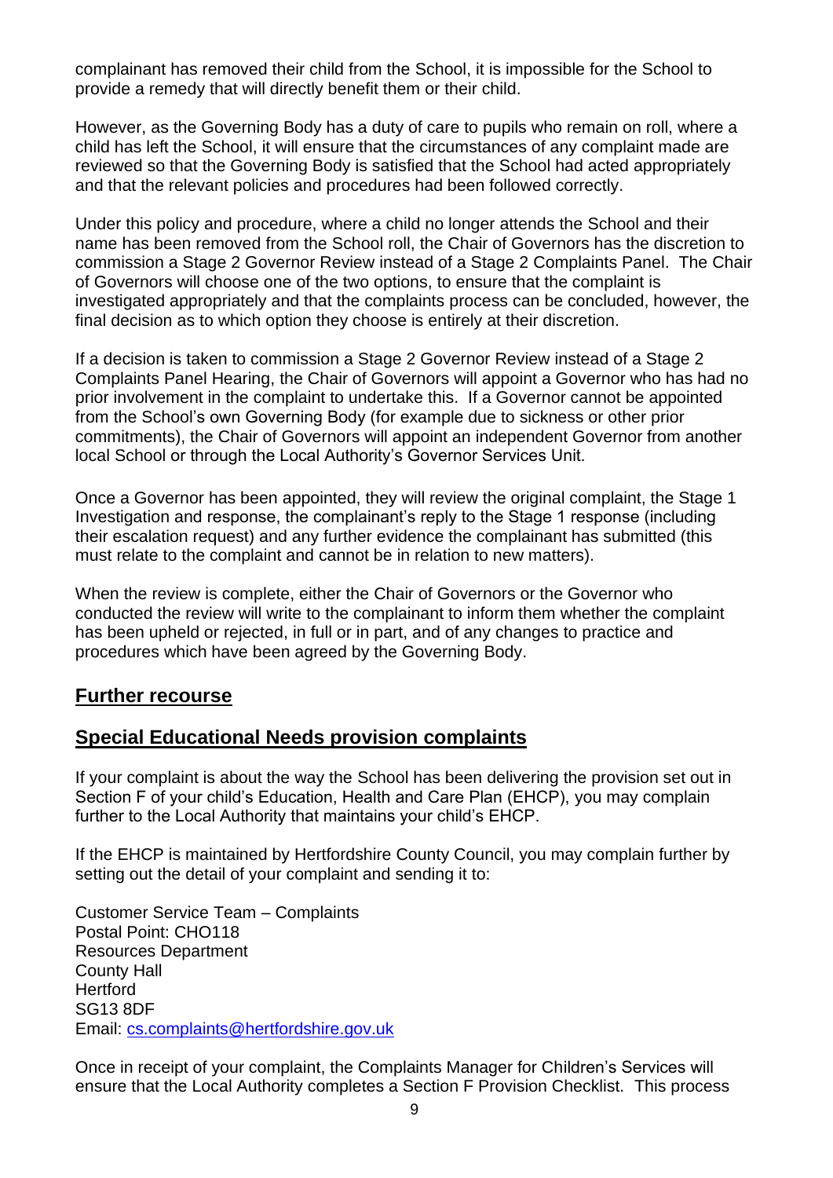complainant has removed their child from the School, it is impossible for the School to provide a remedy that will directly benefit them or their child.

However, as the Governing Body has a duty of care to pupils who remain on roll, where a child has left the School, it will ensure that the circumstances of any complaint made are reviewed so that the Governing Body is satisfied that the School had acted appropriately and that the relevant policies and procedures had been followed correctly.

Under this policy and procedure, where a child no longer attends the School and their name has been removed from the School roll, the Chair of Governors has the discretion to commission a Stage 2 Governor Review instead of a Stage 2 Complaints Panel. The Chair of Governors will choose one of the two options, to ensure that the complaint is investigated appropriately and that the complaints process can be concluded, however, the final decision as to which option they choose is entirely at their discretion.

If a decision is taken to commission a Stage 2 Governor Review instead of a Stage 2 Complaints Panel Hearing, the Chair of Governors will appoint a Governor who has had no prior involvement in the complaint to undertake this. If a Governor cannot be appointed from the School's own Governing Body (for example due to sickness or other prior commitments), the Chair of Governors will appoint an independent Governor from another local School or through the Local Authority's Governor Services Unit.

Once a Governor has been appointed, they will review the original complaint, the Stage 1 Investigation and response, the complainant's reply to the Stage 1 response (including their escalation request) and any further evidence the complainant has submitted (this must relate to the complaint and cannot be in relation to new matters).

When the review is complete, either the Chair of Governors or the Governor who conducted the review will write to the complainant to inform them whether the complaint has been upheld or rejected, in full or in part, and of any changes to practice and procedures which have been agreed by the Governing Body.

## Further recourse

## Special Educational Needs provision complaints

If your complaint is about the way the School has been delivering the provision set out in Section F of your child's Education, Health and Care Plan (EHCP), you may complain further to the Local Authority that maintains your child's EHCP.

If the EHCP is maintained by Hertfordshire County Council, you may complain further by setting out the detail of your complaint and sending it to:

Customer Service Team – Complaints
Postal Point: CHO118
Resources Department
County Hall
Hertford
SG13 8DF
Email: cs.complaints@hertfordshire.gov.uk

Once in receipt of your complaint, the Complaints Manager for Children's Services will ensure that the Local Authority completes a Section F Provision Checklist. This process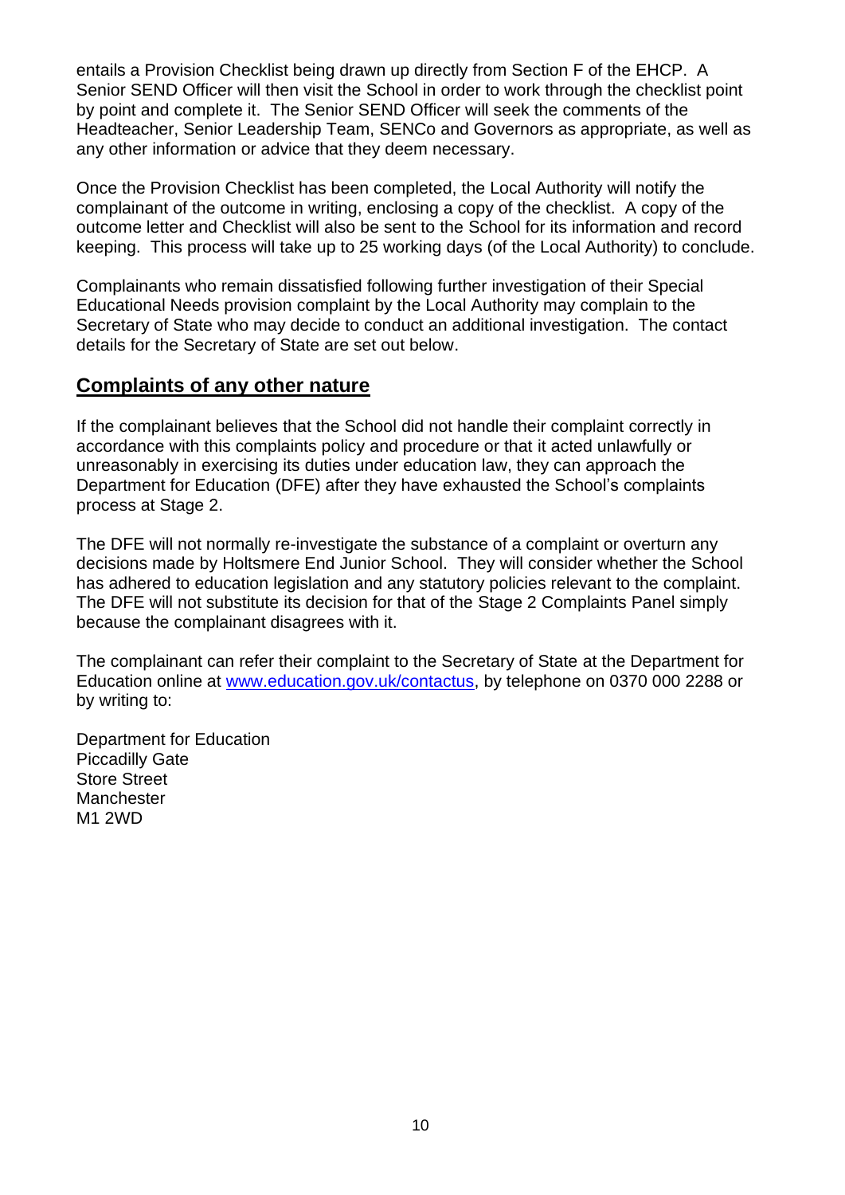entails a Provision Checklist being drawn up directly from Section F of the EHCP. A Senior SEND Officer will then visit the School in order to work through the checklist point by point and complete it. The Senior SEND Officer will seek the comments of the Headteacher, Senior Leadership Team, SENCo and Governors as appropriate, as well as any other information or advice that they deem necessary.

Once the Provision Checklist has been completed, the Local Authority will notify the complainant of the outcome in writing, enclosing a copy of the checklist. A copy of the outcome letter and Checklist will also be sent to the School for its information and record keeping. This process will take up to 25 working days (of the Local Authority) to conclude.

Complainants who remain dissatisfied following further investigation of their Special Educational Needs provision complaint by the Local Authority may complain to the Secretary of State who may decide to conduct an additional investigation. The contact details for the Secretary of State are set out below.

## Complaints of any other nature

If the complainant believes that the School did not handle their complaint correctly in accordance with this complaints policy and procedure or that it acted unlawfully or unreasonably in exercising its duties under education law, they can approach the Department for Education (DFE) after they have exhausted the School's complaints process at Stage 2.

The DFE will not normally re-investigate the substance of a complaint or overturn any decisions made by Holtsmere End Junior School. They will consider whether the School has adhered to education legislation and any statutory policies relevant to the complaint. The DFE will not substitute its decision for that of the Stage 2 Complaints Panel simply because the complainant disagrees with it.

The complainant can refer their complaint to the Secretary of State at the Department for Education online at [www.education.gov.uk/contactus](http://www.education.gov.uk/contactus), by telephone on 0370 000 2288 or by writing to:

Department for Education  
Piccadilly Gate  
Store Street  
Manchester  
M1 2WD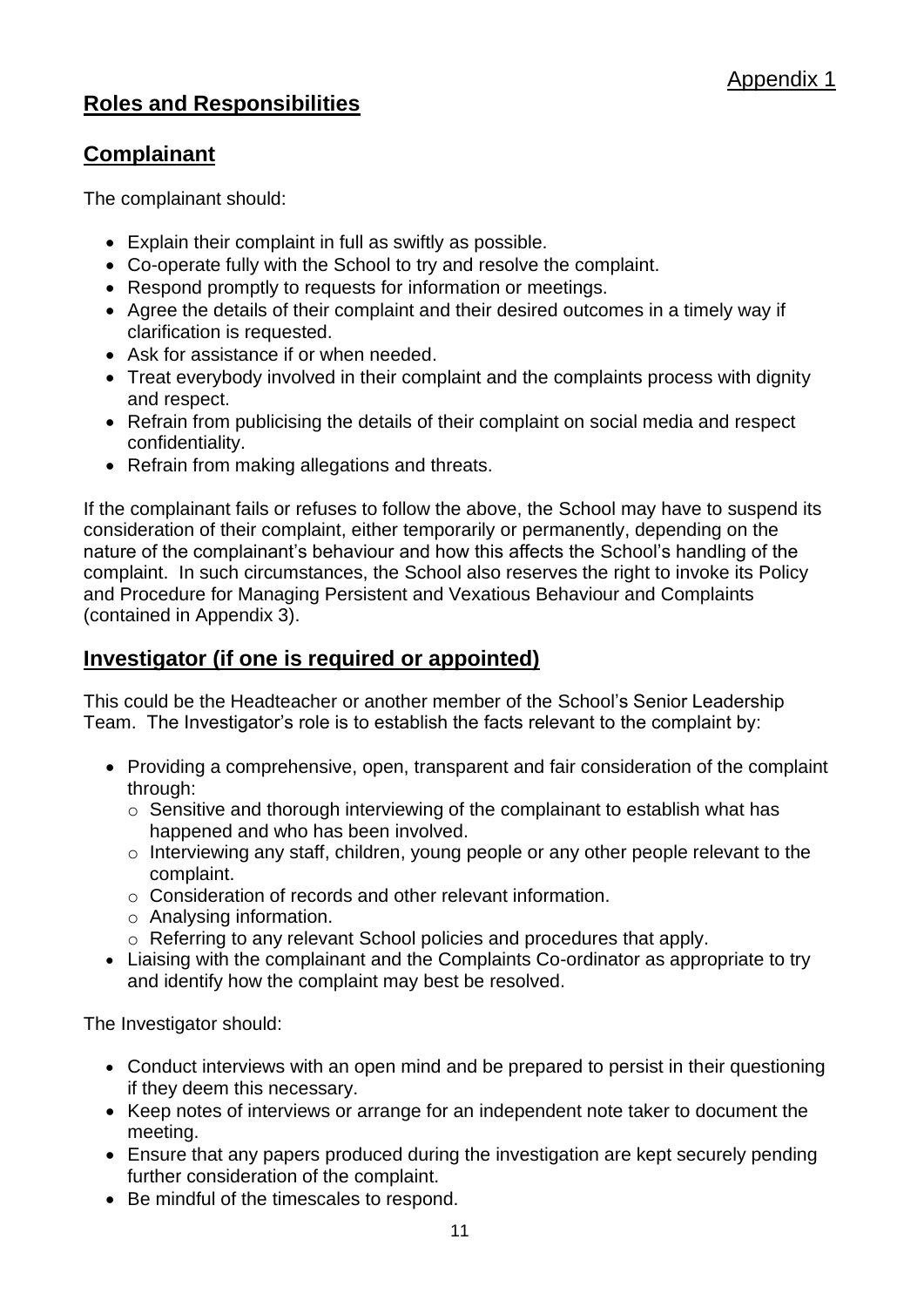Appendix 1

## Roles and Responsibilities

## Complainant

The complainant should:

- Explain their complaint in full as swiftly as possible.
- Co-operate fully with the School to try and resolve the complaint.
- Respond promptly to requests for information or meetings.
- Agree the details of their complaint and their desired outcomes in a timely way if clarification is requested.
- Ask for assistance if or when needed.
- Treat everybody involved in their complaint and the complaints process with dignity and respect.
- Refrain from publicising the details of their complaint on social media and respect confidentiality.
- Refrain from making allegations and threats.

If the complainant fails or refuses to follow the above, the School may have to suspend its consideration of their complaint, either temporarily or permanently, depending on the nature of the complainant's behaviour and how this affects the School's handling of the complaint. In such circumstances, the School also reserves the right to invoke its Policy and Procedure for Managing Persistent and Vexatious Behaviour and Complaints (contained in Appendix 3).

## Investigator (if one is required or appointed)

This could be the Headteacher or another member of the School's Senior Leadership Team. The Investigator's role is to establish the facts relevant to the complaint by:

- Providing a comprehensive, open, transparent and fair consideration of the complaint through:
  - Sensitive and thorough interviewing of the complainant to establish what has happened and who has been involved.
  - Interviewing any staff, children, young people or any other people relevant to the complaint.
  - Consideration of records and other relevant information.
  - Analysing information.
  - Referring to any relevant School policies and procedures that apply.
- Liaising with the complainant and the Complaints Co-ordinator as appropriate to try and identify how the complaint may best be resolved.

The Investigator should:

- Conduct interviews with an open mind and be prepared to persist in their questioning if they deem this necessary.
- Keep notes of interviews or arrange for an independent note taker to document the meeting.
- Ensure that any papers produced during the investigation are kept securely pending further consideration of the complaint.
- Be mindful of the timescales to respond.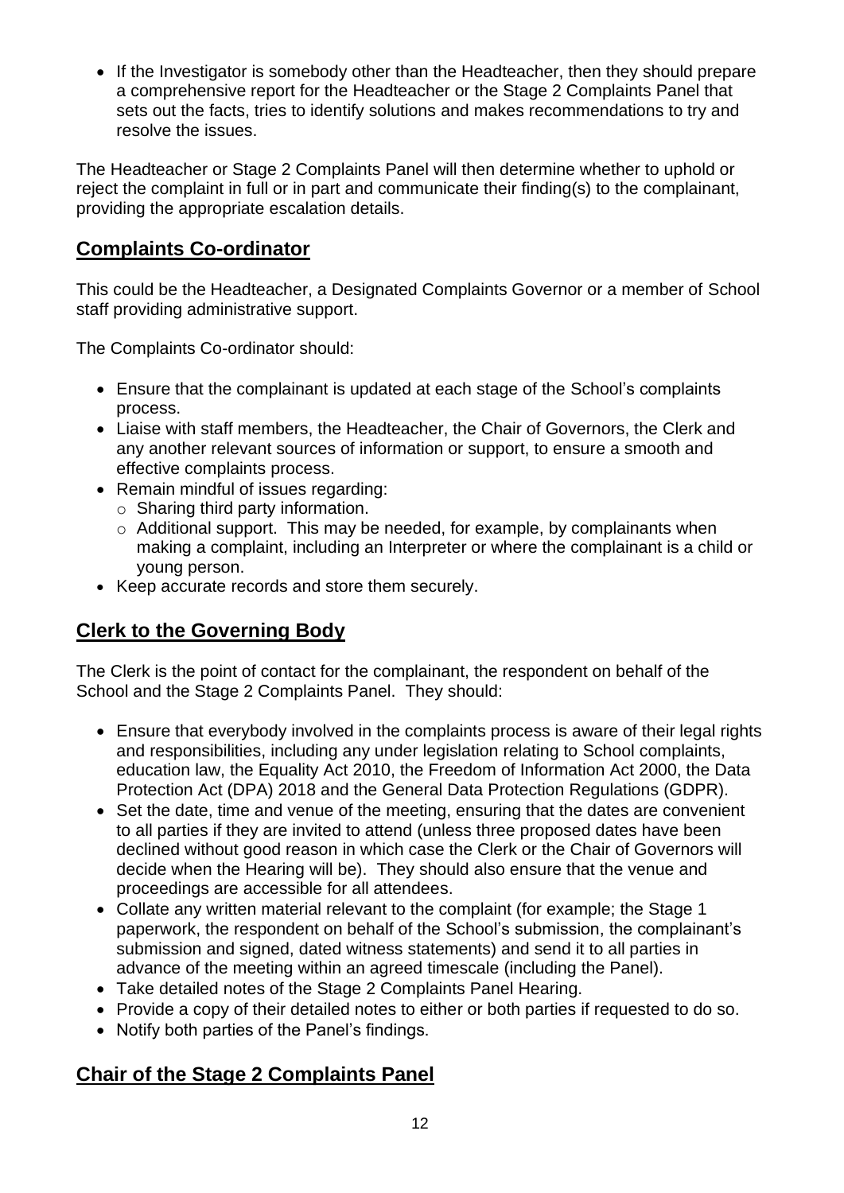- If the Investigator is somebody other than the Headteacher, then they should prepare a comprehensive report for the Headteacher or the Stage 2 Complaints Panel that sets out the facts, tries to identify solutions and makes recommendations to try and resolve the issues.

The Headteacher or Stage 2 Complaints Panel will then determine whether to uphold or reject the complaint in full or in part and communicate their finding(s) to the complainant, providing the appropriate escalation details.

## Complaints Co-ordinator

This could be the Headteacher, a Designated Complaints Governor or a member of School staff providing administrative support.

The Complaints Co-ordinator should:

- Ensure that the complainant is updated at each stage of the School's complaints process.
- Liaise with staff members, the Headteacher, the Chair of Governors, the Clerk and any another relevant sources of information or support, to ensure a smooth and effective complaints process.
- Remain mindful of issues regarding:
  - Sharing third party information.
  - Additional support. This may be needed, for example, by complainants when making a complaint, including an Interpreter or where the complainant is a child or young person.
- Keep accurate records and store them securely.

## Clerk to the Governing Body

The Clerk is the point of contact for the complainant, the respondent on behalf of the School and the Stage 2 Complaints Panel. They should:

- Ensure that everybody involved in the complaints process is aware of their legal rights and responsibilities, including any under legislation relating to School complaints, education law, the Equality Act 2010, the Freedom of Information Act 2000, the Data Protection Act (DPA) 2018 and the General Data Protection Regulations (GDPR).
- Set the date, time and venue of the meeting, ensuring that the dates are convenient to all parties if they are invited to attend (unless three proposed dates have been declined without good reason in which case the Clerk or the Chair of Governors will decide when the Hearing will be). They should also ensure that the venue and proceedings are accessible for all attendees.
- Collate any written material relevant to the complaint (for example; the Stage 1 paperwork, the respondent on behalf of the School's submission, the complainant's submission and signed, dated witness statements) and send it to all parties in advance of the meeting within an agreed timescale (including the Panel).
- Take detailed notes of the Stage 2 Complaints Panel Hearing.
- Provide a copy of their detailed notes to either or both parties if requested to do so.
- Notify both parties of the Panel's findings.

## Chair of the Stage 2 Complaints Panel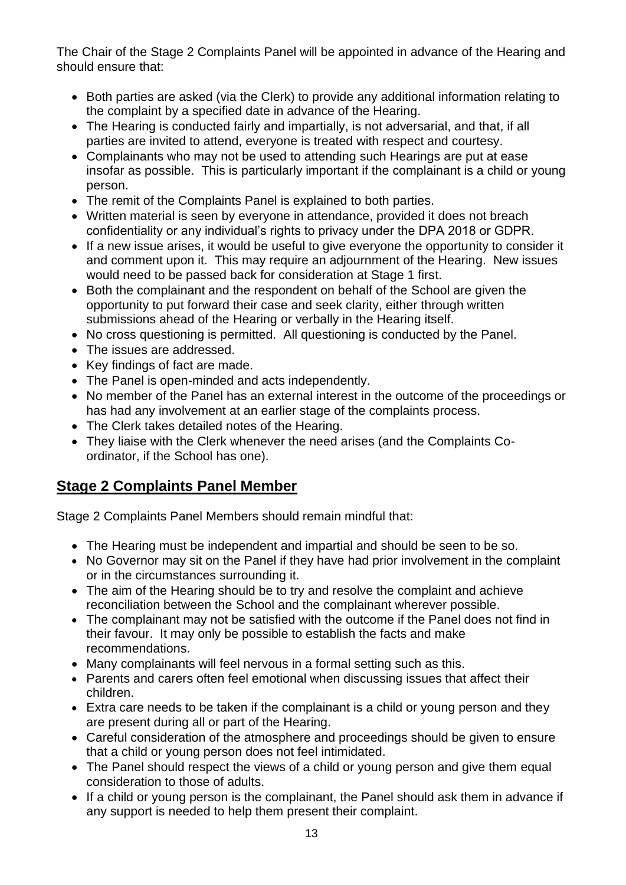The Chair of the Stage 2 Complaints Panel will be appointed in advance of the Hearing and should ensure that:

- Both parties are asked (via the Clerk) to provide any additional information relating to the complaint by a specified date in advance of the Hearing.
- The Hearing is conducted fairly and impartially, is not adversarial, and that, if all parties are invited to attend, everyone is treated with respect and courtesy.
- Complainants who may not be used to attending such Hearings are put at ease insofar as possible. This is particularly important if the complainant is a child or young person.
- The remit of the Complaints Panel is explained to both parties.
- Written material is seen by everyone in attendance, provided it does not breach confidentiality or any individual's rights to privacy under the DPA 2018 or GDPR.
- If a new issue arises, it would be useful to give everyone the opportunity to consider it and comment upon it. This may require an adjournment of the Hearing. New issues would need to be passed back for consideration at Stage 1 first.
- Both the complainant and the respondent on behalf of the School are given the opportunity to put forward their case and seek clarity, either through written submissions ahead of the Hearing or verbally in the Hearing itself.
- No cross questioning is permitted. All questioning is conducted by the Panel.
- The issues are addressed.
- Key findings of fact are made.
- The Panel is open-minded and acts independently.
- No member of the Panel has an external interest in the outcome of the proceedings or has had any involvement at an earlier stage of the complaints process.
- The Clerk takes detailed notes of the Hearing.
- They liaise with the Clerk whenever the need arises (and the Complaints Co-ordinator, if the School has one).

## Stage 2 Complaints Panel Member

Stage 2 Complaints Panel Members should remain mindful that:

- The Hearing must be independent and impartial and should be seen to be so.
- No Governor may sit on the Panel if they have had prior involvement in the complaint or in the circumstances surrounding it.
- The aim of the Hearing should be to try and resolve the complaint and achieve reconciliation between the School and the complainant wherever possible.
- The complainant may not be satisfied with the outcome if the Panel does not find in their favour. It may only be possible to establish the facts and make recommendations.
- Many complainants will feel nervous in a formal setting such as this.
- Parents and carers often feel emotional when discussing issues that affect their children.
- Extra care needs to be taken if the complainant is a child or young person and they are present during all or part of the Hearing.
- Careful consideration of the atmosphere and proceedings should be given to ensure that a child or young person does not feel intimidated.
- The Panel should respect the views of a child or young person and give them equal consideration to those of adults.
- If a child or young person is the complainant, the Panel should ask them in advance if any support is needed to help them present their complaint.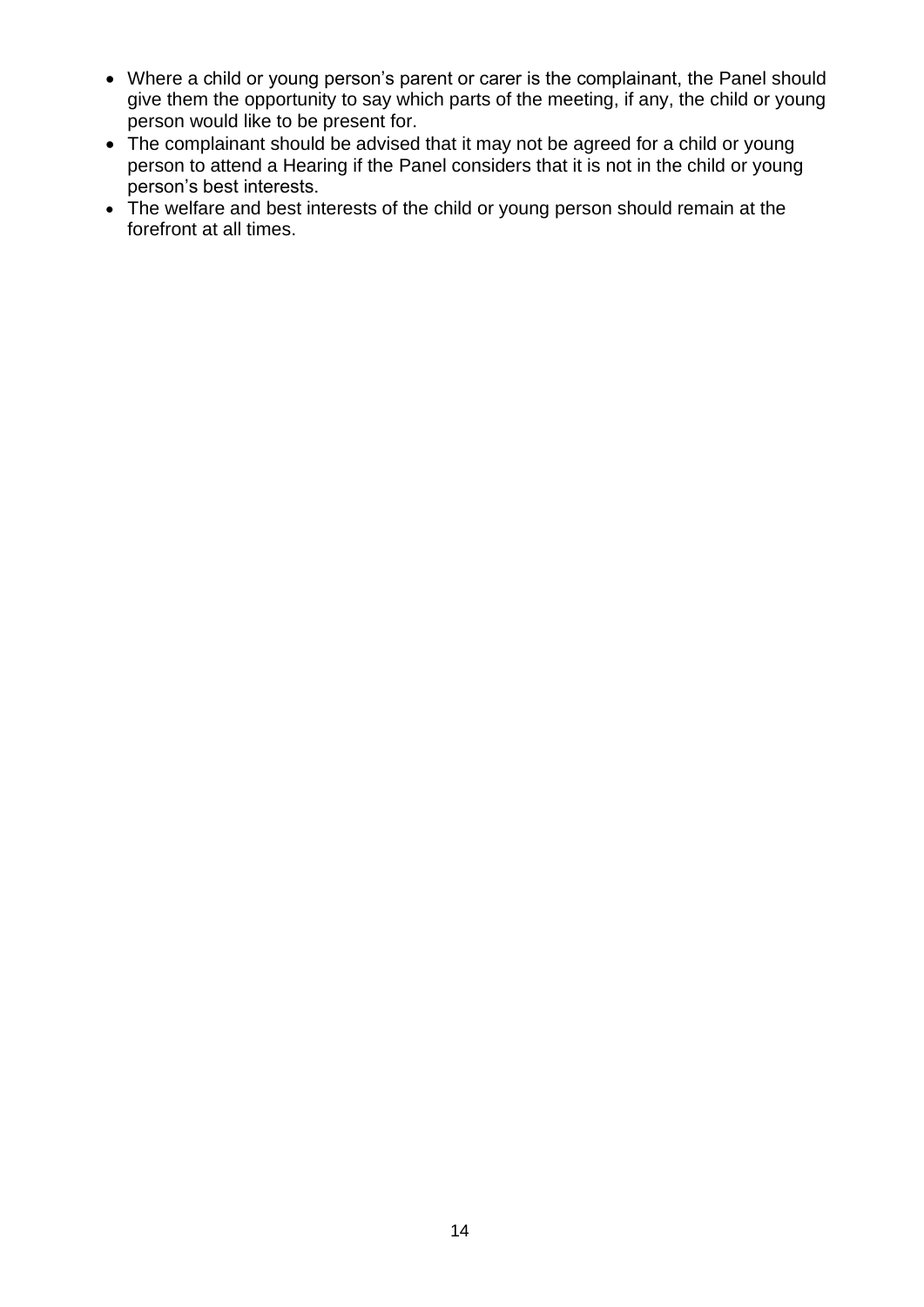- Where a child or young person's parent or carer is the complainant, the Panel should give them the opportunity to say which parts of the meeting, if any, the child or young person would like to be present for.
- The complainant should be advised that it may not be agreed for a child or young person to attend a Hearing if the Panel considers that it is not in the child or young person's best interests.
- The welfare and best interests of the child or young person should remain at the forefront at all times.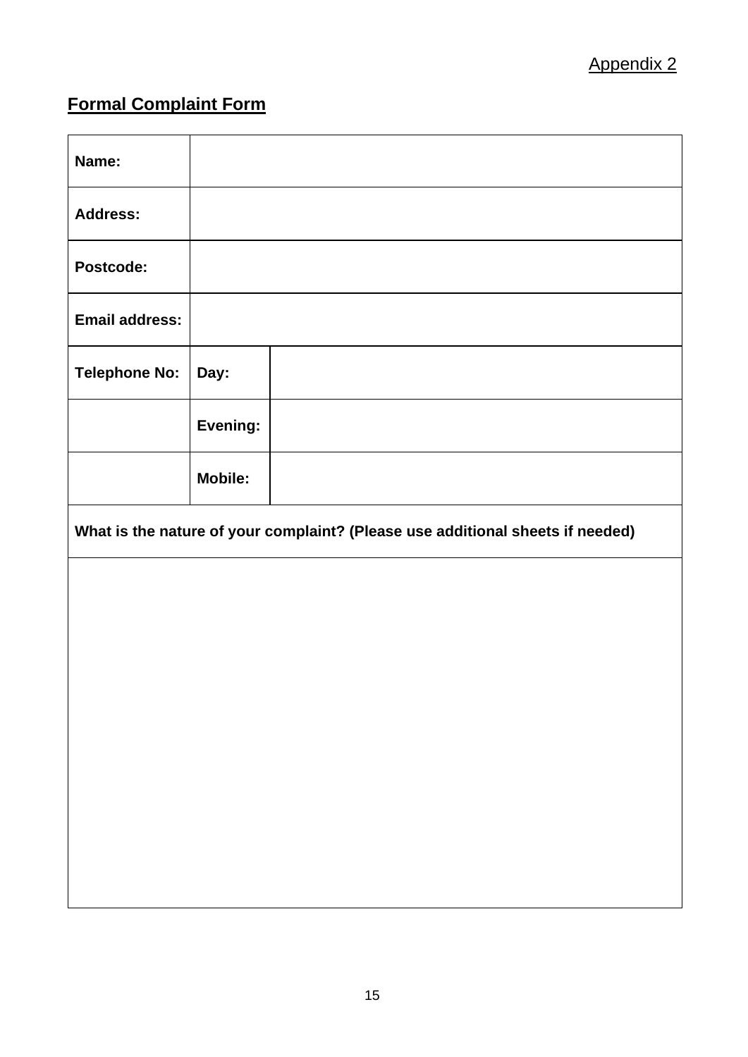Appendix 2

## Formal Complaint Form

| | | |
|---|---|---|
| **Name:** | | |
| **Address:** | | |
| **Postcode:** | | |
| **Email address:** | | |
| **Telephone No:** | **Day:** | |
| | **Evening:** | |
| | **Mobile:** | |
| **What is the nature of your complaint? (Please use additional sheets if needed)** | | |
| | | |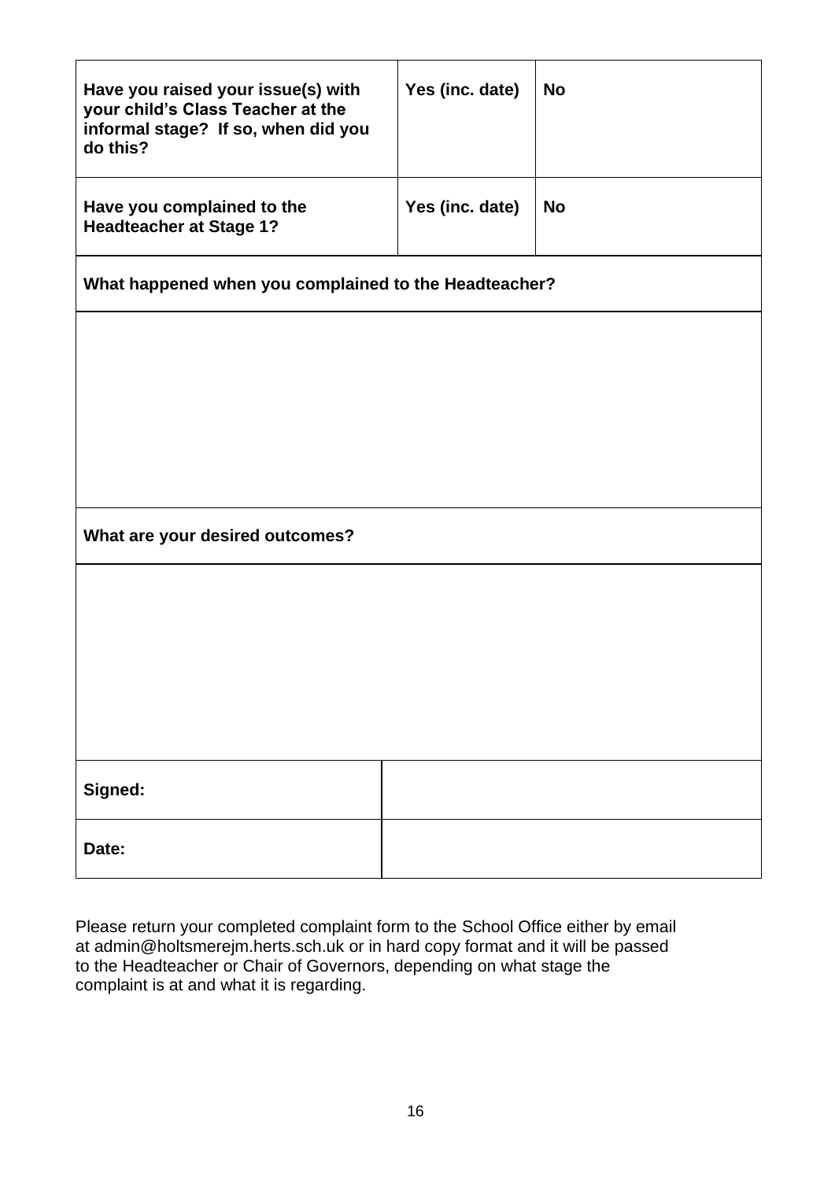| Have you raised your issue(s) with your child's Class Teacher at the informal stage? If so, when did you do this? | Yes (inc. date) | No |
| --- | --- | --- |
| Have you complained to the Headteacher at Stage 1? | Yes (inc. date) | No |

| What happened when you complained to the Headteacher? |
| --- |
| |

| What are your desired outcomes? |
| --- |
| |

| Signed: | |
| --- | --- |
| Date: | |

Please return your completed complaint form to the School Office either by email at admin@holtsmerejm.herts.sch.uk or in hard copy format and it will be passed to the Headteacher or Chair of Governors, depending on what stage the complaint is at and what it is regarding.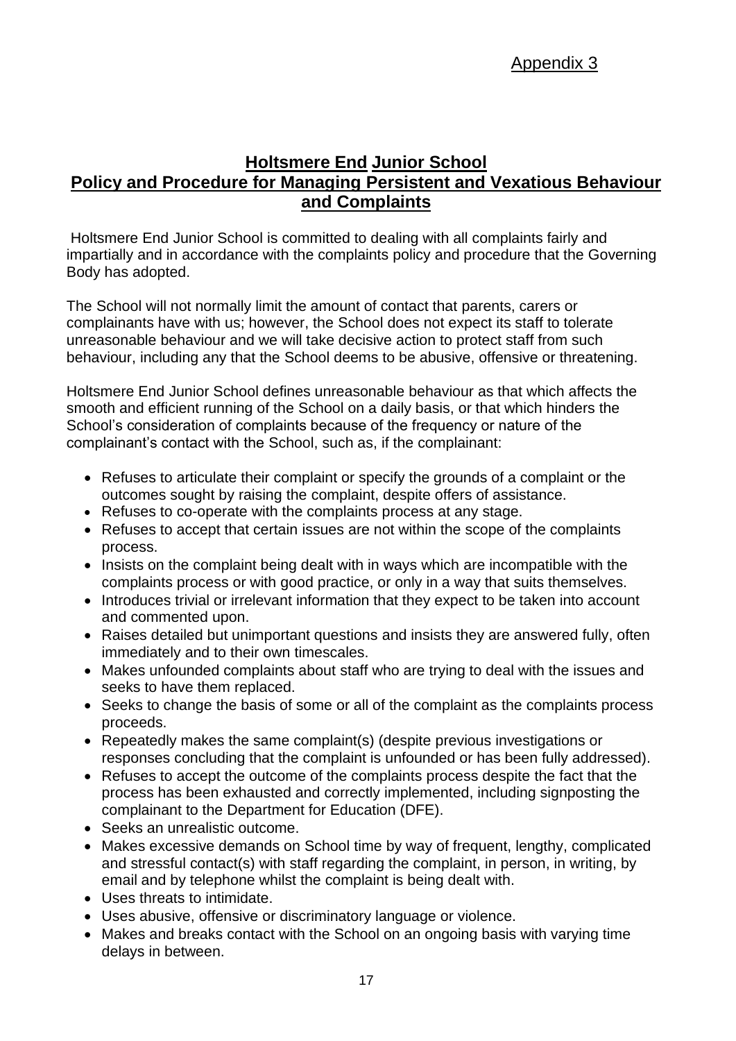Appendix 3

# Holtsmere End Junior School
## Policy and Procedure for Managing Persistent and Vexatious Behaviour and Complaints

Holtsmere End Junior School is committed to dealing with all complaints fairly and impartially and in accordance with the complaints policy and procedure that the Governing Body has adopted.

The School will not normally limit the amount of contact that parents, carers or complainants have with us; however, the School does not expect its staff to tolerate unreasonable behaviour and we will take decisive action to protect staff from such behaviour, including any that the School deems to be abusive, offensive or threatening.

Holtsmere End Junior School defines unreasonable behaviour as that which affects the smooth and efficient running of the School on a daily basis, or that which hinders the School's consideration of complaints because of the frequency or nature of the complainant's contact with the School, such as, if the complainant:

- Refuses to articulate their complaint or specify the grounds of a complaint or the outcomes sought by raising the complaint, despite offers of assistance.
- Refuses to co-operate with the complaints process at any stage.
- Refuses to accept that certain issues are not within the scope of the complaints process.
- Insists on the complaint being dealt with in ways which are incompatible with the complaints process or with good practice, or only in a way that suits themselves.
- Introduces trivial or irrelevant information that they expect to be taken into account and commented upon.
- Raises detailed but unimportant questions and insists they are answered fully, often immediately and to their own timescales.
- Makes unfounded complaints about staff who are trying to deal with the issues and seeks to have them replaced.
- Seeks to change the basis of some or all of the complaint as the complaints process proceeds.
- Repeatedly makes the same complaint(s) (despite previous investigations or responses concluding that the complaint is unfounded or has been fully addressed).
- Refuses to accept the outcome of the complaints process despite the fact that the process has been exhausted and correctly implemented, including signposting the complainant to the Department for Education (DFE).
- Seeks an unrealistic outcome.
- Makes excessive demands on School time by way of frequent, lengthy, complicated and stressful contact(s) with staff regarding the complaint, in person, in writing, by email and by telephone whilst the complaint is being dealt with.
- Uses threats to intimidate.
- Uses abusive, offensive or discriminatory language or violence.
- Makes and breaks contact with the School on an ongoing basis with varying time delays in between.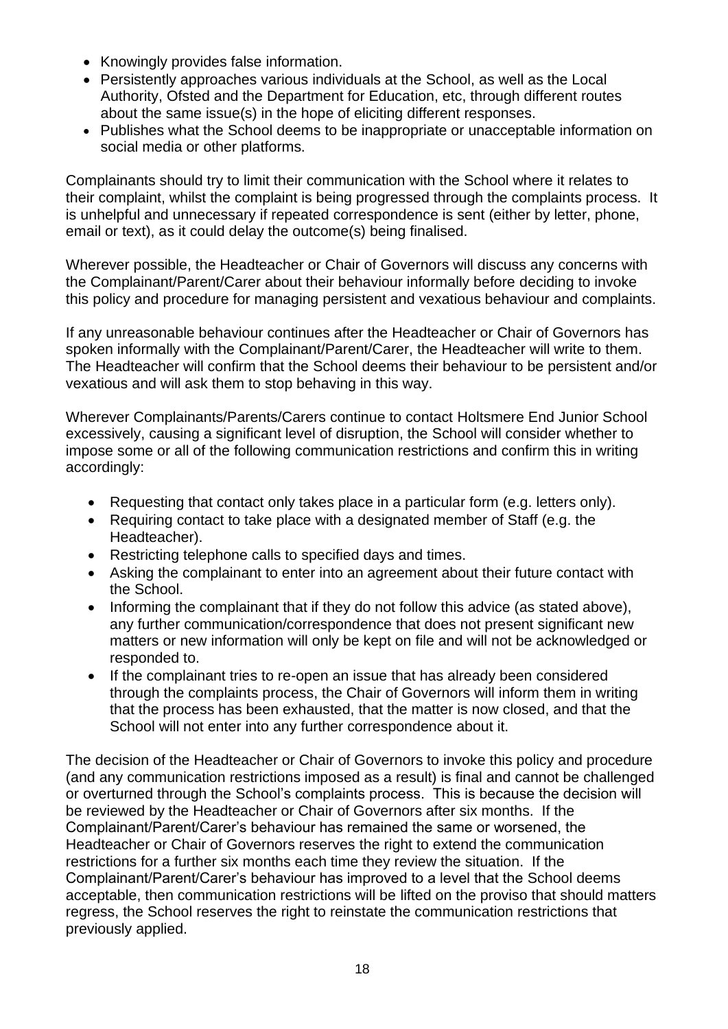- Knowingly provides false information.
- Persistently approaches various individuals at the School, as well as the Local Authority, Ofsted and the Department for Education, etc, through different routes about the same issue(s) in the hope of eliciting different responses.
- Publishes what the School deems to be inappropriate or unacceptable information on social media or other platforms.

Complainants should try to limit their communication with the School where it relates to their complaint, whilst the complaint is being progressed through the complaints process. It is unhelpful and unnecessary if repeated correspondence is sent (either by letter, phone, email or text), as it could delay the outcome(s) being finalised.

Wherever possible, the Headteacher or Chair of Governors will discuss any concerns with the Complainant/Parent/Carer about their behaviour informally before deciding to invoke this policy and procedure for managing persistent and vexatious behaviour and complaints.

If any unreasonable behaviour continues after the Headteacher or Chair of Governors has spoken informally with the Complainant/Parent/Carer, the Headteacher will write to them. The Headteacher will confirm that the School deems their behaviour to be persistent and/or vexatious and will ask them to stop behaving in this way.

Wherever Complainants/Parents/Carers continue to contact Holtsmere End Junior School excessively, causing a significant level of disruption, the School will consider whether to impose some or all of the following communication restrictions and confirm this in writing accordingly:

- Requesting that contact only takes place in a particular form (e.g. letters only).
- Requiring contact to take place with a designated member of Staff (e.g. the Headteacher).
- Restricting telephone calls to specified days and times.
- Asking the complainant to enter into an agreement about their future contact with the School.
- Informing the complainant that if they do not follow this advice (as stated above), any further communication/correspondence that does not present significant new matters or new information will only be kept on file and will not be acknowledged or responded to.
- If the complainant tries to re-open an issue that has already been considered through the complaints process, the Chair of Governors will inform them in writing that the process has been exhausted, that the matter is now closed, and that the School will not enter into any further correspondence about it.

The decision of the Headteacher or Chair of Governors to invoke this policy and procedure (and any communication restrictions imposed as a result) is final and cannot be challenged or overturned through the School's complaints process. This is because the decision will be reviewed by the Headteacher or Chair of Governors after six months. If the Complainant/Parent/Carer's behaviour has remained the same or worsened, the Headteacher or Chair of Governors reserves the right to extend the communication restrictions for a further six months each time they review the situation. If the Complainant/Parent/Carer's behaviour has improved to a level that the School deems acceptable, then communication restrictions will be lifted on the proviso that should matters regress, the School reserves the right to reinstate the communication restrictions that previously applied.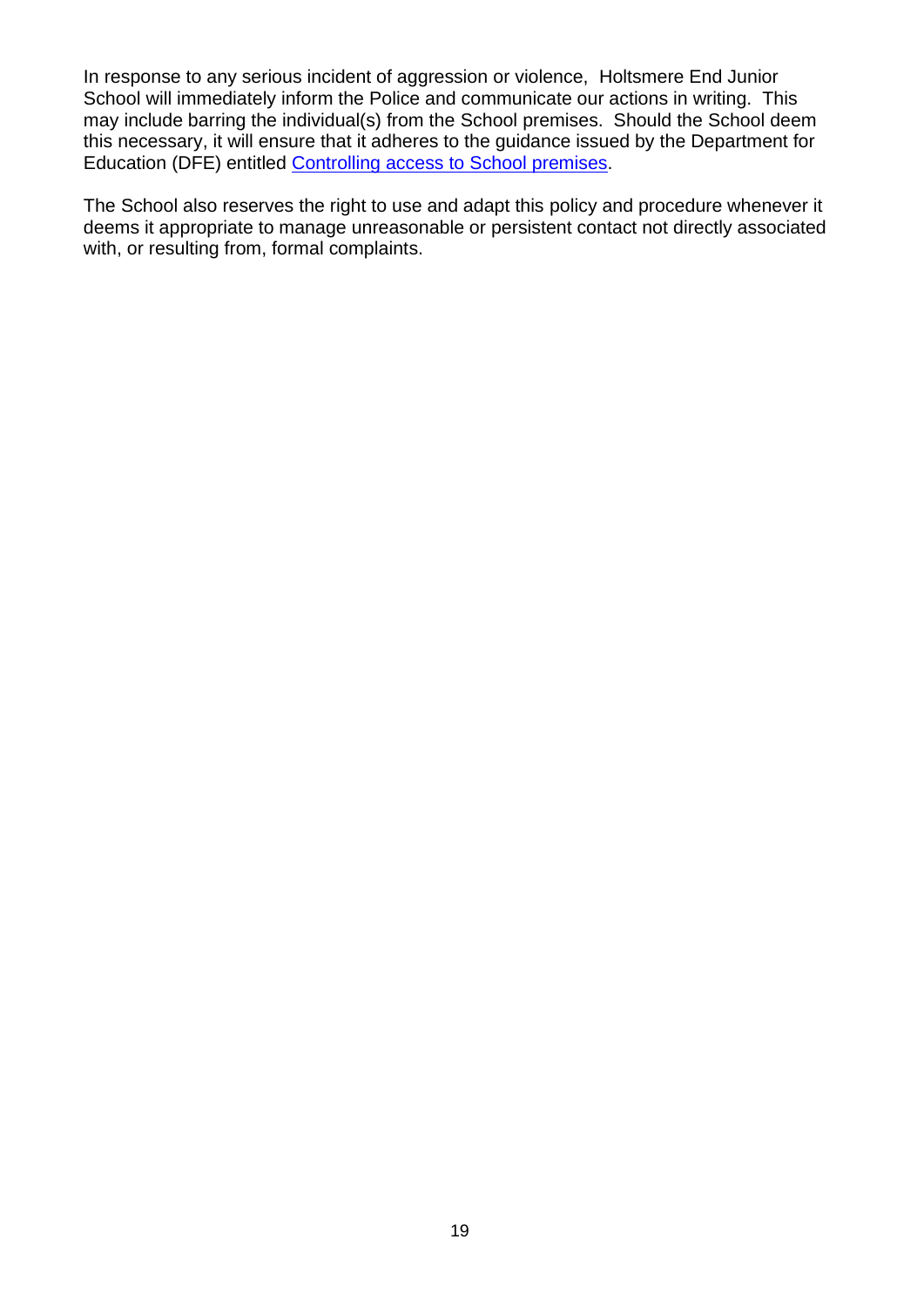In response to any serious incident of aggression or violence, Holtsmere End Junior School will immediately inform the Police and communicate our actions in writing. This may include barring the individual(s) from the School premises. Should the School deem this necessary, it will ensure that it adheres to the guidance issued by the Department for Education (DFE) entitled Controlling access to School premises.

The School also reserves the right to use and adapt this policy and procedure whenever it deems it appropriate to manage unreasonable or persistent contact not directly associated with, or resulting from, formal complaints.